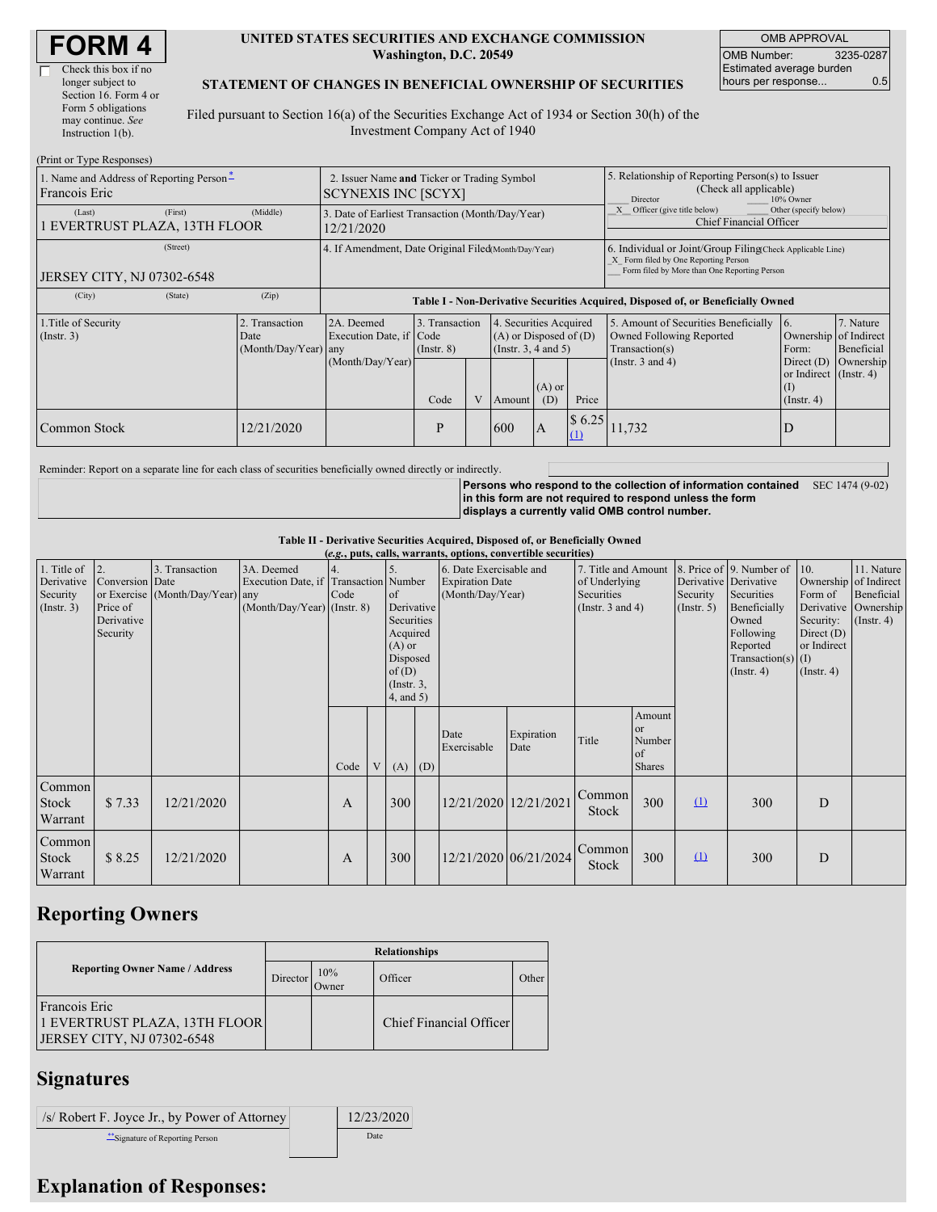# FORM 4

☐ Check this box if no longer subject to Section 16. Form 4 or Form 5 obligations may continue. *See* Instruction 1(b).

**UNITED STATES SECURITIES AND EXCHANGE COMMISSION**
**Washington, D.C. 20549**

**STATEMENT OF CHANGES IN BENEFICIAL OWNERSHIP OF SECURITIES**

Filed pursuant to Section 16(a) of the Securities Exchange Act of 1934 or Section 30(h) of the Investment Company Act of 1940

| OMB APPROVAL | |
|---|---|
| OMB Number: | 3235-0287 |
| Estimated average burden hours per response... | 0.5 |

(Print or Type Responses)

| | | |
|---|---|---|
| 1. Name and Address of Reporting Person* Francois Eric | 2. Issuer Name **and** Ticker or Trading Symbol SCYNEXIS INC [SCYX] | 5. Relationship of Reporting Person(s) to Issuer (Check all applicable) ___ Director ___ 10% Owner _X_ Officer (give title below) ___ Other (specify below) Chief Financial Officer |
| (Last) (First) (Middle) 1 EVERTRUST PLAZA, 13TH FLOOR | 3. Date of Earliest Transaction (Month/Day/Year) 12/21/2020 | |
| (Street) JERSEY CITY, NJ 07302-6548 | 4. If Amendment, Date Original Filed (Month/Day/Year) | 6. Individual or Joint/Group Filing (Check Applicable Line) _X_ Form filed by One Reporting Person ___ Form filed by More than One Reporting Person |
| (City) (State) (Zip) | | |

**Table I - Non-Derivative Securities Acquired, Disposed of, or Beneficially Owned**

| 1.Title of Security (Instr. 3) | 2. Transaction Date (Month/Day/Year) | 2A. Deemed Execution Date, if any (Month/Day/Year) | 3. Transaction Code (Instr. 8) | | 4. Securities Acquired (A) or Disposed of (D) (Instr. 3, 4 and 5) | | | 5. Amount of Securities Beneficially Owned Following Reported Transaction(s) (Instr. 3 and 4) | 6. Ownership Form: Direct (D) or Indirect (I) (Instr. 4) | 7. Nature of Indirect Beneficial Ownership (Instr. 4) |
|---|---|---|---|---|---|---|---|---|---|---|
| | | | Code | V | Amount | (A) or (D) | Price | | | |
| Common Stock | 12/21/2020 | | P | | 600 | A | $ 6.25 (1) | 11,732 | D | |

Reminder: Report on a separate line for each class of securities beneficially owned directly or indirectly.

**Persons who respond to the collection of information contained in this form are not required to respond unless the form displays a currently valid OMB control number.** SEC 1474 (9-02)

**Table II - Derivative Securities Acquired, Disposed of, or Beneficially Owned**
***(e.g., puts, calls, warrants, options, convertible securities)***

| 1. Title of Derivative Security (Instr. 3) | 2. Conversion or Exercise Price of Derivative Security | 3. Transaction Date (Month/Day/Year) | 3A. Deemed Execution Date, if any (Month/Day/Year) | 4. Transaction Code (Instr. 8) | | 5. Number of Derivative Securities Acquired (A) or Disposed of (D) (Instr. 3, 4, and 5) | | 6. Date Exercisable and Expiration Date (Month/Day/Year) | | 7. Title and Amount of Underlying Securities (Instr. 3 and 4) | | 8. Price of Derivative Security (Instr. 5) | 9. Number of Derivative Securities Beneficially Owned Following Reported Transaction(s) (Instr. 4) | 10. Ownership Form of Derivative Security: Direct (D) or Indirect (I) (Instr. 4) | 11. Nature of Indirect Beneficial Ownership (Instr. 4) |
|---|---|---|---|---|---|---|---|---|---|---|---|---|---|---|---|
| | | | | Code | V | (A) | (D) | Date Exercisable | Expiration Date | Title | Amount or Number of Shares | | | | |
| Common Stock Warrant | $ 7.33 | 12/21/2020 | | A | | 300 | | 12/21/2020 | 12/21/2021 | Common Stock | 300 | (1) | 300 | D | |
| Common Stock Warrant | $ 8.25 | 12/21/2020 | | A | | 300 | | 12/21/2020 | 06/21/2024 | Common Stock | 300 | (1) | 300 | D | |

## Reporting Owners

| Reporting Owner Name / Address | Relationships | | | |
|---|---|---|---|---|
| | Director | 10% Owner | Officer | Other |
| Francois Eric 1 EVERTRUST PLAZA, 13TH FLOOR JERSEY CITY, NJ 07302-6548 | | | Chief Financial Officer | |

## Signatures

| | |
|---|---|
| /s/ Robert F. Joyce Jr., by Power of Attorney | 12/23/2020 |
| **Signature of Reporting Person | Date |

## Explanation of Responses: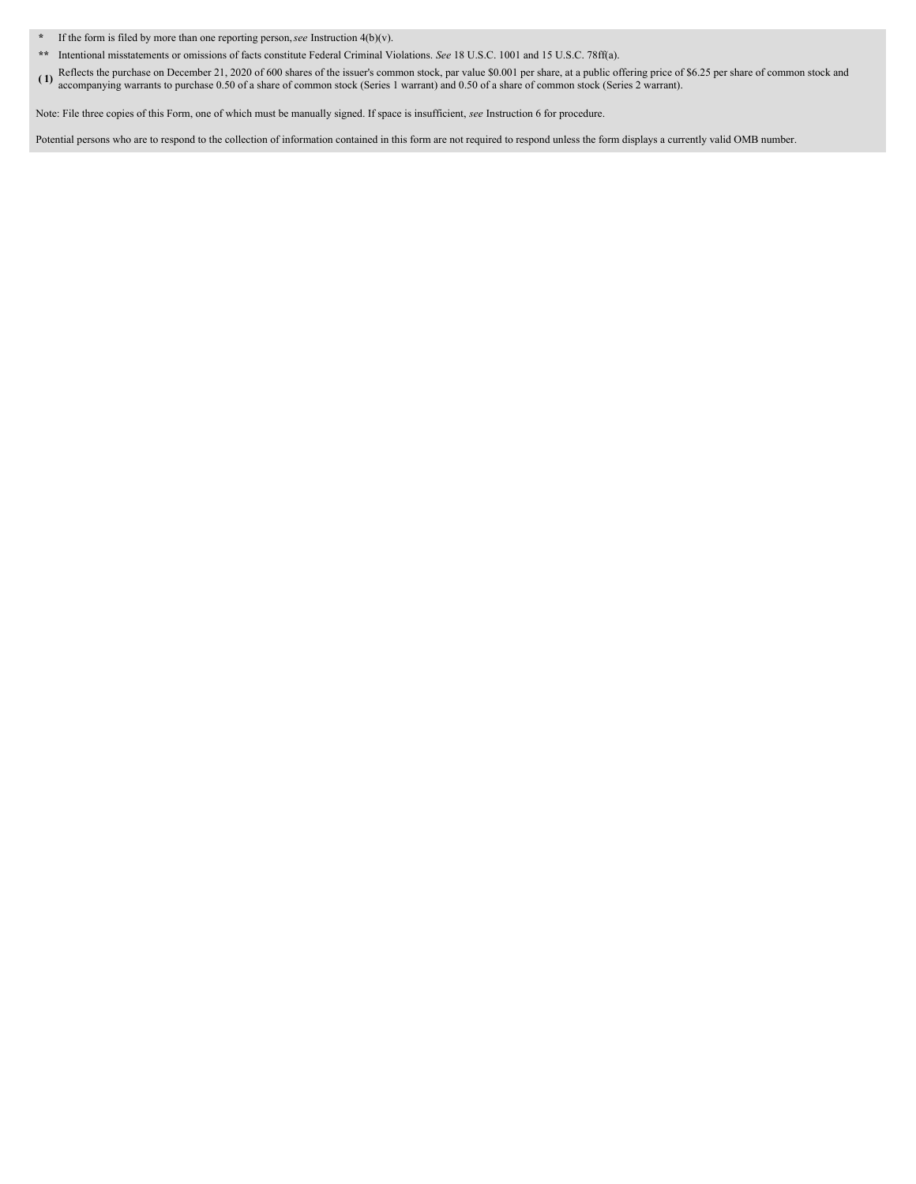\* If the form is filed by more than one reporting person, *see* Instruction 4(b)(v).

\*\* Intentional misstatements or omissions of facts constitute Federal Criminal Violations. *See* 18 U.S.C. 1001 and 15 U.S.C. 78ff(a).

(1) Reflects the purchase on December 21, 2020 of 600 shares of the issuer's common stock, par value $0.001 per share, at a public offering price of $6.25 per share of common stock and accompanying warrants to purchase 0.50 of a share of common stock (Series 1 warrant) and 0.50 of a share of common stock (Series 2 warrant).

Note: File three copies of this Form, one of which must be manually signed. If space is insufficient, *see* Instruction 6 for procedure.

Potential persons who are to respond to the collection of information contained in this form are not required to respond unless the form displays a currently valid OMB number.